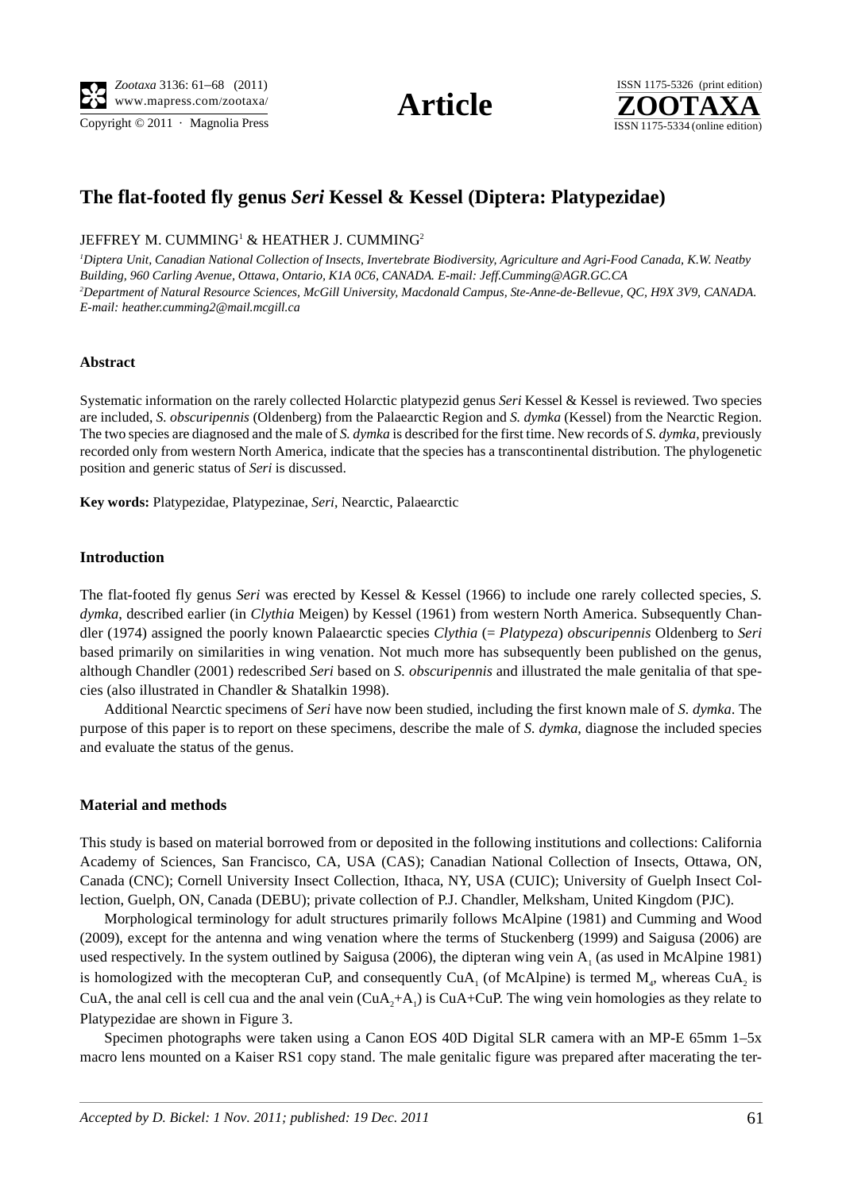# The flat-footed fly genus *Seri* Kessel & Kessel (Diptera: Platypezidae)

JEFFREY M. CUMMING[1] & HEATHER J. CUMMING[2]

[1] *Diptera Unit, Canadian National Collection of Insects, Invertebrate Biodiversity, Agriculture and Agri-Food Canada, K.W. Neatby Building, 960 Carling Avenue, Ottawa, Ontario, K1A 0C6, CANADA. E-mail: Jeff.Cumming@AGR.GC.CA*

[2] *Department of Natural Resource Sciences, McGill University, Macdonald Campus, Ste-Anne-de-Bellevue, QC, H9X 3V9, CANADA. E-mail: heather.cumming2@mail.mcgill.ca*

### Abstract

Systematic information on the rarely collected Holarctic platypezid genus *Seri* Kessel & Kessel is reviewed. Two species are included, *S. obscuripennis* (Oldenberg) from the Palaearctic Region and *S. dymka* (Kessel) from the Nearctic Region. The two species are diagnosed and the male of *S. dymka* is described for the first time. New records of *S. dymka*, previously recorded only from western North America, indicate that the species has a transcontinental distribution. The phylogenetic position and generic status of *Seri* is discussed.

**Key words:** Platypezidae, Platypezinae, *Seri*, Nearctic, Palaearctic

### Introduction

The flat-footed fly genus *Seri* was erected by Kessel & Kessel (1966) to include one rarely collected species, *S. dymka*, described earlier (in *Clythia* Meigen) by Kessel (1961) from western North America. Subsequently Chandler (1974) assigned the poorly known Palaearctic species *Clythia* (= *Platypeza*) *obscuripennis* Oldenberg to *Seri* based primarily on similarities in wing venation. Not much more has subsequently been published on the genus, although Chandler (2001) redescribed *Seri* based on *S. obscuripennis* and illustrated the male genitalia of that species (also illustrated in Chandler & Shatalkin 1998).

Additional Nearctic specimens of *Seri* have now been studied, including the first known male of *S. dymka*. The purpose of this paper is to report on these specimens, describe the male of *S. dymka*, diagnose the included species and evaluate the status of the genus.

### Material and methods

This study is based on material borrowed from or deposited in the following institutions and collections: California Academy of Sciences, San Francisco, CA, USA (CAS); Canadian National Collection of Insects, Ottawa, ON, Canada (CNC); Cornell University Insect Collection, Ithaca, NY, USA (CUIC); University of Guelph Insect Collection, Guelph, ON, Canada (DEBU); private collection of P.J. Chandler, Melksham, United Kingdom (PJC).

Morphological terminology for adult structures primarily follows McAlpine (1981) and Cumming and Wood (2009), except for the antenna and wing venation where the terms of Stuckenberg (1999) and Saigusa (2006) are used respectively. In the system outlined by Saigusa (2006), the dipteran wing vein $A_1$ (as used in McAlpine 1981) is homologized with the mecopteran CuP, and consequently $CuA_1$ (of McAlpine) is termed $M_4$, whereas $CuA_2$ is CuA, the anal cell is cell cua and the anal vein ($CuA_2$+$A_1$) is CuA+CuP. The wing vein homologies as they relate to Platypezidae are shown in Figure 3.

Specimen photographs were taken using a Canon EOS 40D Digital SLR camera with an MP-E 65mm 1–5x macro lens mounted on a Kaiser RS1 copy stand. The male genitalic figure was prepared after macerating the ter-

*Accepted by D. Bickel: 1 Nov. 2011; published: 19 Dec. 2011*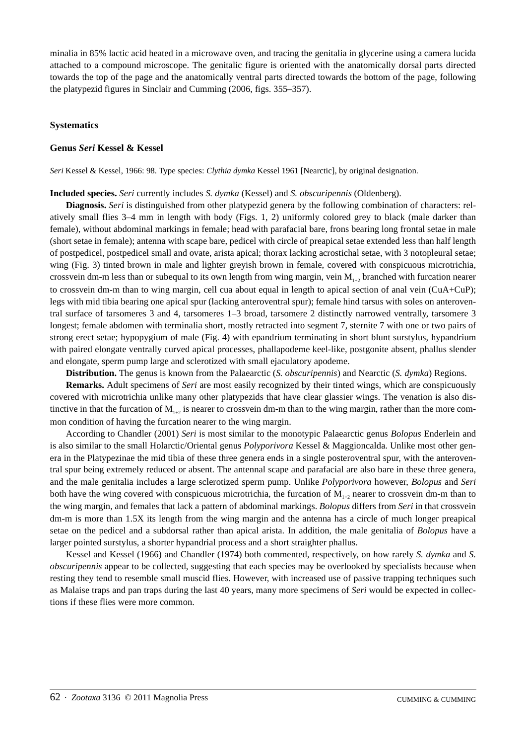minalia in 85% lactic acid heated in a microwave oven, and tracing the genitalia in glycerine using a camera lucida attached to a compound microscope. The genitalic figure is oriented with the anatomically dorsal parts directed towards the top of the page and the anatomically ventral parts directed towards the bottom of the page, following the platypezid figures in Sinclair and Cumming (2006, figs. 355–357).

## Systematics

### Genus *Seri* Kessel & Kessel

*Seri* Kessel & Kessel, 1966: 98. Type species: *Clythia dymka* Kessel 1961 [Nearctic], by original designation.

**Included species.** *Seri* currently includes *S. dymka* (Kessel) and *S. obscuripennis* (Oldenberg).

**Diagnosis.** *Seri* is distinguished from other platypezid genera by the following combination of characters: relatively small flies 3–4 mm in length with body (Figs. 1, 2) uniformly colored grey to black (male darker than female), without abdominal markings in female; head with parafacial bare, frons bearing long frontal setae in male (short setae in female); antenna with scape bare, pedicel with circle of preapical setae extended less than half length of postpedicel, postpedicel small and ovate, arista apical; thorax lacking acrostichal setae, with 3 notopleural setae; wing (Fig. 3) tinted brown in male and lighter greyish brown in female, covered with conspicuous microtrichia, crossvein dm-m less than or subequal to its own length from wing margin, vein $M_{1+2}$ branched with furcation nearer to crossvein dm-m than to wing margin, cell cua about equal in length to apical section of anal vein (CuA+CuP); legs with mid tibia bearing one apical spur (lacking anteroventral spur); female hind tarsus with soles on anteroventral surface of tarsomeres 3 and 4, tarsomeres 1–3 broad, tarsomere 2 distinctly narrowed ventrally, tarsomere 3 longest; female abdomen with terminalia short, mostly retracted into segment 7, sternite 7 with one or two pairs of strong erect setae; hypopygium of male (Fig. 4) with epandrium terminating in short blunt surstylus, hypandrium with paired elongate ventrally curved apical processes, phallapodeme keel-like, postgonite absent, phallus slender and elongate, sperm pump large and sclerotized with small ejaculatory apodeme.

**Distribution.** The genus is known from the Palaearctic (*S. obscuripennis*) and Nearctic (*S. dymka*) Regions.

**Remarks.** Adult specimens of *Seri* are most easily recognized by their tinted wings, which are conspicuously covered with microtrichia unlike many other platypezids that have clear glassier wings. The venation is also distinctive in that the furcation of $M_{1+2}$ is nearer to crossvein dm-m than to the wing margin, rather than the more common condition of having the furcation nearer to the wing margin.

According to Chandler (2001) *Seri* is most similar to the monotypic Palaearctic genus *Bolopus* Enderlein and is also similar to the small Holarctic/Oriental genus *Polyporivora* Kessel & Maggioncalda. Unlike most other genera in the Platypezinae the mid tibia of these three genera ends in a single posteroventral spur, with the anteroventral spur being extremely reduced or absent. The antennal scape and parafacial are also bare in these three genera, and the male genitalia includes a large sclerotized sperm pump. Unlike *Polyporivora* however, *Bolopus* and *Seri* both have the wing covered with conspicuous microtrichia, the furcation of $M_{1+2}$ nearer to crossvein dm-m than to the wing margin, and females that lack a pattern of abdominal markings. *Bolopus* differs from *Seri* in that crossvein dm-m is more than 1.5X its length from the wing margin and the antenna has a circle of much longer preapical setae on the pedicel and a subdorsal rather than apical arista. In addition, the male genitalia of *Bolopus* have a larger pointed surstylus, a shorter hypandrial process and a short straighter phallus.

Kessel and Kessel (1966) and Chandler (1974) both commented, respectively, on how rarely *S. dymka* and *S. obscuripennis* appear to be collected, suggesting that each species may be overlooked by specialists because when resting they tend to resemble small muscid flies. However, with increased use of passive trapping techniques such as Malaise traps and pan traps during the last 40 years, many more specimens of *Seri* would be expected in collections if these flies were more common.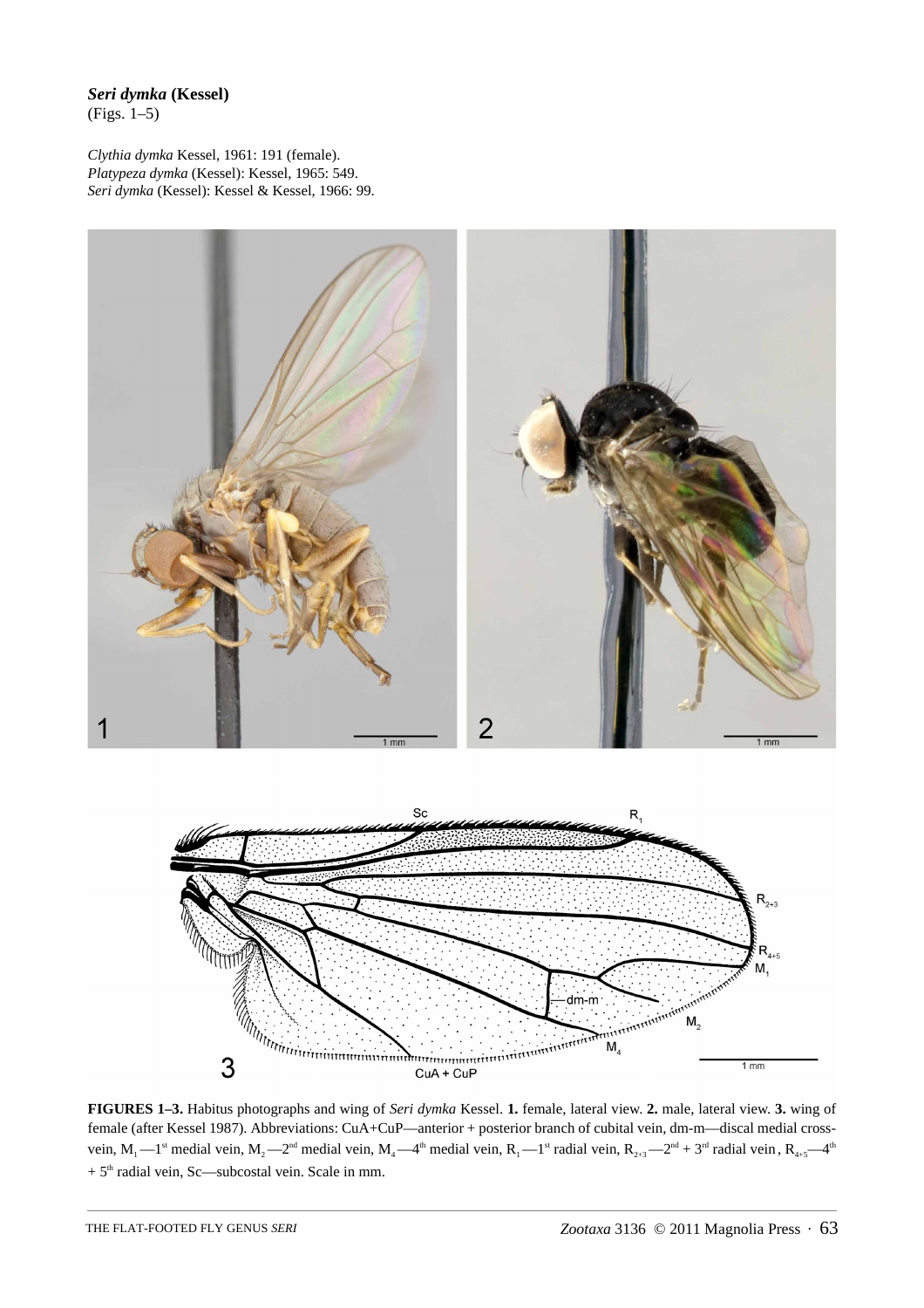### *Seri dymka* (Kessel)

(Figs. 1–5)

*Clythia dymka* Kessel, 1961: 191 (female).
*Platypeza dymka* (Kessel): Kessel, 1965: 549.
*Seri dymka* (Kessel): Kessel & Kessel, 1966: 99.

**FIGURES 1–3.** Habitus photographs and wing of *Seri dymka* Kessel. **1.** female, lateral view. **2.** male, lateral view. **3.** wing of female (after Kessel 1987). Abbreviations: CuA+CuP—anterior + posterior branch of cubital vein, dm-m—discal medial cross-vein, $M_1$—1st medial vein, $M_2$—2nd medial vein, $M_4$—4th medial vein, $R_1$—1st radial vein, $R_{2+3}$—2nd + 3rd radial vein, $R_{4+5}$—4th + 5th radial vein, Sc—subcostal vein. Scale in mm.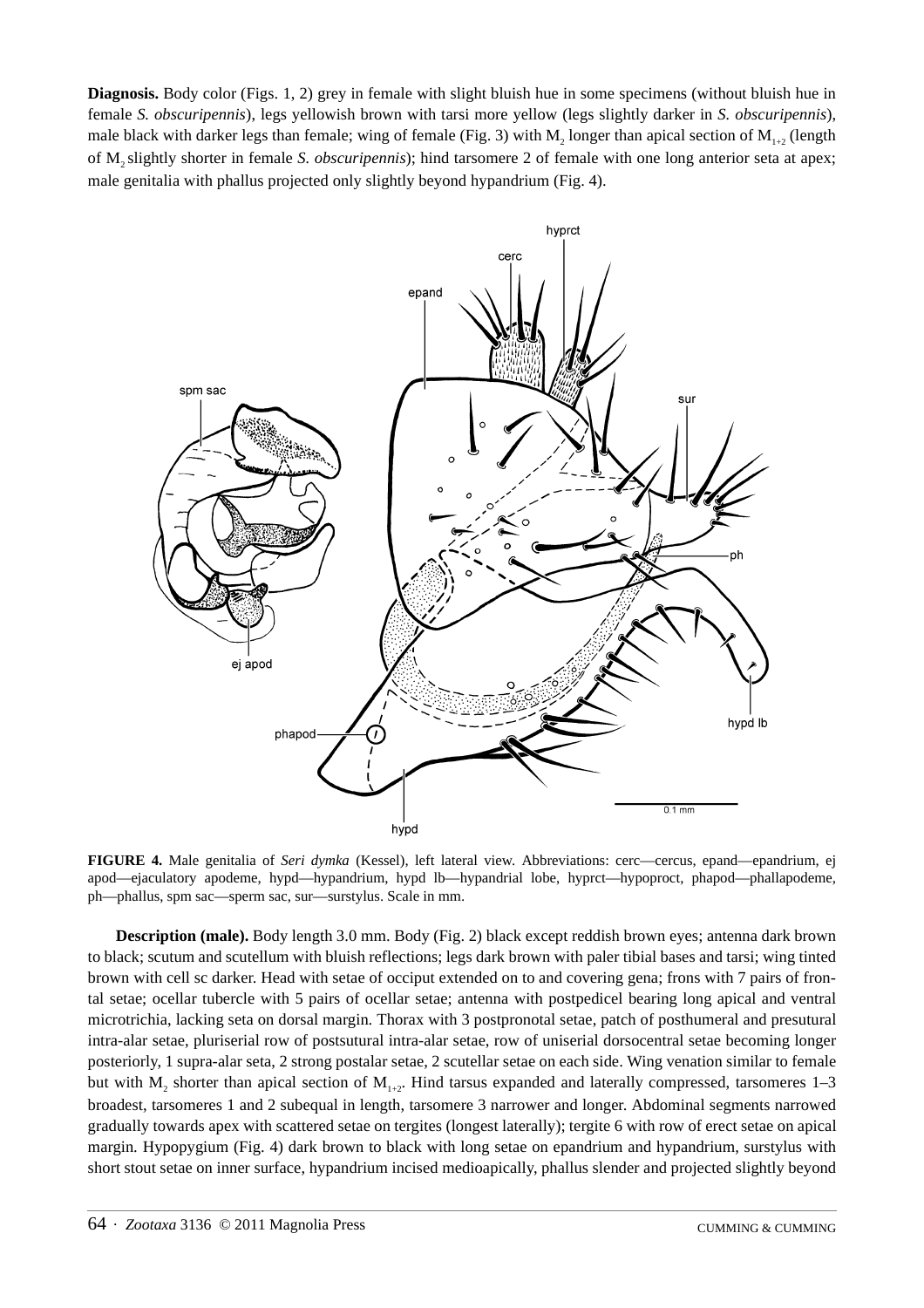**Diagnosis.** Body color (Figs. 1, 2) grey in female with slight bluish hue in some specimens (without bluish hue in female *S. obscuripennis*), legs yellowish brown with tarsi more yellow (legs slightly darker in *S. obscuripennis*), male black with darker legs than female; wing of female (Fig. 3) with $M_2$ longer than apical section of $M_{1+2}$ (length of $M_2$ slightly shorter in female *S. obscuripennis*); hind tarsomere 2 of female with one long anterior seta at apex; male genitalia with phallus projected only slightly beyond hypandrium (Fig. 4).

hyprct
cerc
epand
spm sac
sur
ph
ej apod
hypd lb
phapod
0.1 mm
hypd

**FIGURE 4.** Male genitalia of *Seri dymka* (Kessel), left lateral view. Abbreviations: cerc—cercus, epand—epandrium, ej apod—ejaculatory apodeme, hypd—hypandrium, hypd lb—hypandrial lobe, hyprct—hypoproct, phapod—phallapodeme, ph—phallus, spm sac—sperm sac, sur—surstylus. Scale in mm.

**Description (male).** Body length 3.0 mm. Body (Fig. 2) black except reddish brown eyes; antenna dark brown to black; scutum and scutellum with bluish reflections; legs dark brown with paler tibial bases and tarsi; wing tinted brown with cell sc darker. Head with setae of occiput extended on to and covering gena; frons with 7 pairs of frontal setae; ocellar tubercle with 5 pairs of ocellar setae; antenna with postpedicel bearing long apical and ventral microtrichia, lacking seta on dorsal margin. Thorax with 3 postpronotal setae, patch of posthumeral and presutural intra-alar setae, pluriserial row of postsutural intra-alar setae, row of uniserial dorsocentral setae becoming longer posteriorly, 1 supra-alar seta, 2 strong postalar setae, 2 scutellar setae on each side. Wing venation similar to female but with $M_2$ shorter than apical section of $M_{1+2}$. Hind tarsus expanded and laterally compressed, tarsomeres 1–3 broadest, tarsomeres 1 and 2 subequal in length, tarsomere 3 narrower and longer. Abdominal segments narrowed gradually towards apex with scattered setae on tergites (longest laterally); tergite 6 with row of erect setae on apical margin. Hypopygium (Fig. 4) dark brown to black with long setae on epandrium and hypandrium, surstylus with short stout setae on inner surface, hypandrium incised medioapically, phallus slender and projected slightly beyond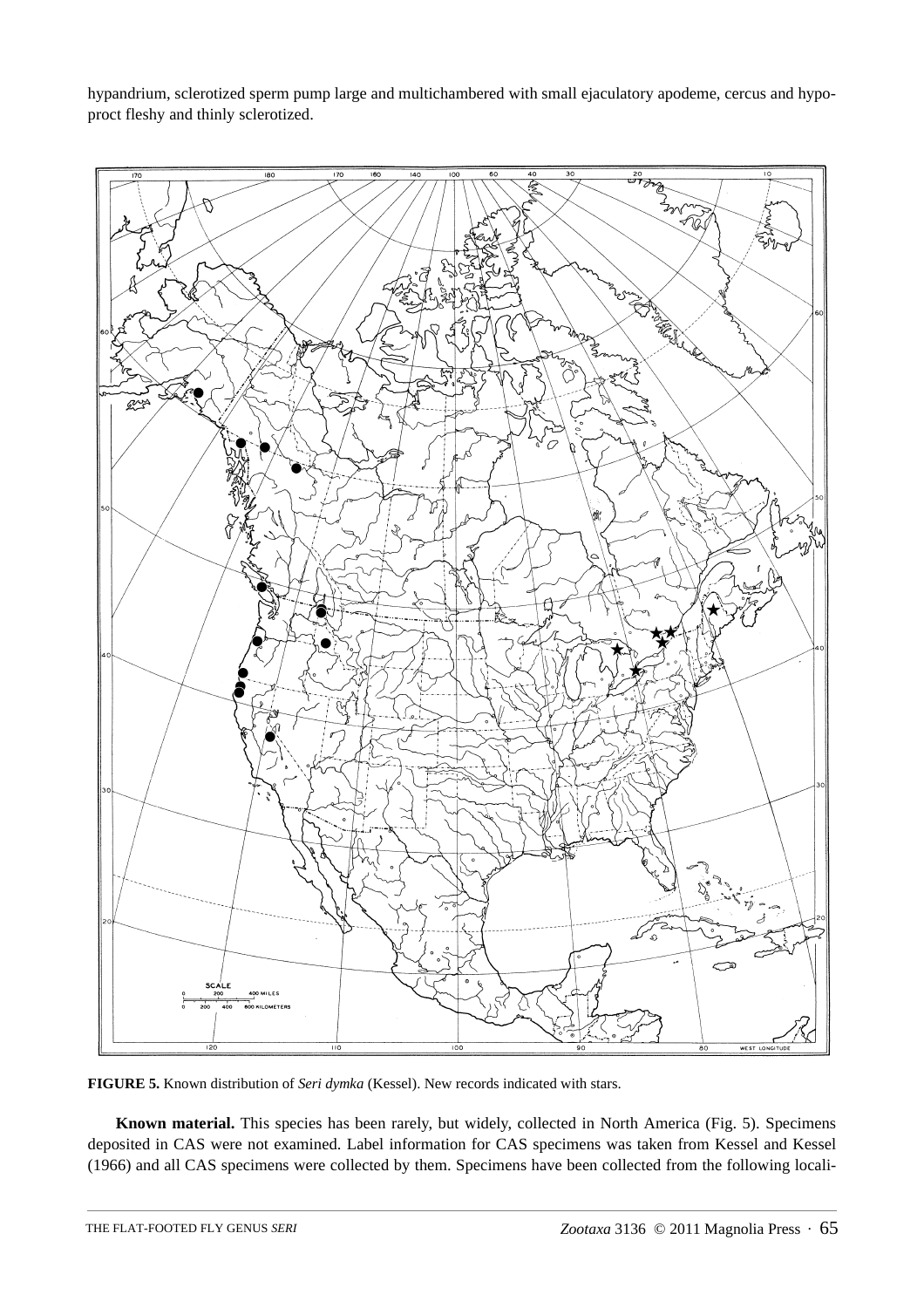hypandrium, sclerotized sperm pump large and multichambered with small ejaculatory apodeme, cercus and hypoproct fleshy and thinly sclerotized.

**FIGURE 5.** Known distribution of *Seri dymka* (Kessel). New records indicated with stars.

**Known material.** This species has been rarely, but widely, collected in North America (Fig. 5). Specimens deposited in CAS were not examined. Label information for CAS specimens was taken from Kessel and Kessel (1966) and all CAS specimens were collected by them. Specimens have been collected from the following locali-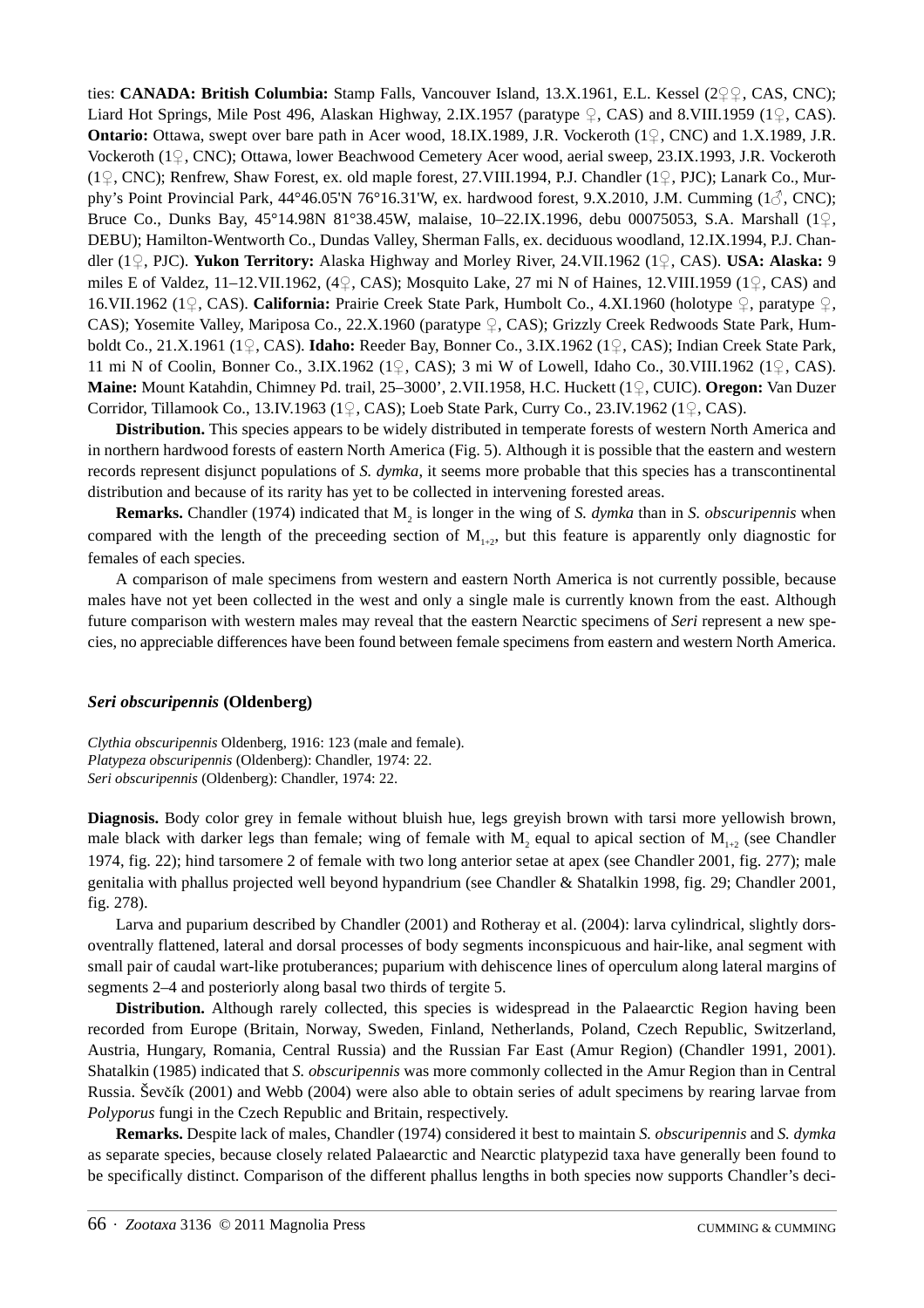ties: **CANADA: British Columbia:** Stamp Falls, Vancouver Island, 13.X.1961, E.L. Kessel (2♀♀, CAS, CNC); Liard Hot Springs, Mile Post 496, Alaskan Highway, 2.IX.1957 (paratype ♀, CAS) and 8.VIII.1959 (1♀, CAS). **Ontario:** Ottawa, swept over bare path in Acer wood, 18.IX.1989, J.R. Vockeroth (1♀, CNC) and 1.X.1989, J.R. Vockeroth (1♀, CNC); Ottawa, lower Beachwood Cemetery Acer wood, aerial sweep, 23.IX.1993, J.R. Vockeroth (1♀, CNC); Renfrew, Shaw Forest, ex. old maple forest, 27.VIII.1994, P.J. Chandler (1♀, PJC); Lanark Co., Murphy's Point Provincial Park, 44°46.05'N 76°16.31'W, ex. hardwood forest, 9.X.2010, J.M. Cumming (1♂, CNC); Bruce Co., Dunks Bay, 45°14.98N 81°38.45W, malaise, 10–22.IX.1996, debu 00075053, S.A. Marshall (1♀, DEBU); Hamilton-Wentworth Co., Dundas Valley, Sherman Falls, ex. deciduous woodland, 12.IX.1994, P.J. Chandler (1♀, PJC). **Yukon Territory:** Alaska Highway and Morley River, 24.VII.1962 (1♀, CAS). **USA: Alaska:** 9 miles E of Valdez, 11–12.VII.1962, (4♀, CAS); Mosquito Lake, 27 mi N of Haines, 12.VIII.1959 (1♀, CAS) and 16.VII.1962 (1♀, CAS). **California:** Prairie Creek State Park, Humbolt Co., 4.XI.1960 (holotype ♀, paratype ♀, CAS); Yosemite Valley, Mariposa Co., 22.X.1960 (paratype ♀, CAS); Grizzly Creek Redwoods State Park, Humboldt Co., 21.X.1961 (1♀, CAS). **Idaho:** Reeder Bay, Bonner Co., 3.IX.1962 (1♀, CAS); Indian Creek State Park, 11 mi N of Coolin, Bonner Co., 3.IX.1962 (1♀, CAS); 3 mi W of Lowell, Idaho Co., 30.VIII.1962 (1♀, CAS). **Maine:** Mount Katahdin, Chimney Pd. trail, 25–3000', 2.VII.1958, H.C. Huckett (1♀, CUIC). **Oregon:** Van Duzer Corridor, Tillamook Co., 13.IV.1963 (1♀, CAS); Loeb State Park, Curry Co., 23.IV.1962 (1♀, CAS).

**Distribution.** This species appears to be widely distributed in temperate forests of western North America and in northern hardwood forests of eastern North America (Fig. 5). Although it is possible that the eastern and western records represent disjunct populations of *S. dymka*, it seems more probable that this species has a transcontinental distribution and because of its rarity has yet to be collected in intervening forested areas.

**Remarks.** Chandler (1974) indicated that $M_2$ is longer in the wing of *S. dymka* than in *S. obscuripennis* when compared with the length of the preceeding section of $M_{1+2}$, but this feature is apparently only diagnostic for females of each species.

A comparison of male specimens from western and eastern North America is not currently possible, because males have not yet been collected in the west and only a single male is currently known from the east. Although future comparison with western males may reveal that the eastern Nearctic specimens of *Seri* represent a new species, no appreciable differences have been found between female specimens from eastern and western North America.

### *Seri obscuripennis* (Oldenberg)

*Clythia obscuripennis* Oldenberg, 1916: 123 (male and female).
*Platypeza obscuripennis* (Oldenberg): Chandler, 1974: 22.
*Seri obscuripennis* (Oldenberg): Chandler, 1974: 22.

**Diagnosis.** Body color grey in female without bluish hue, legs greyish brown with tarsi more yellowish brown, male black with darker legs than female; wing of female with $M_2$ equal to apical section of $M_{1+2}$ (see Chandler 1974, fig. 22); hind tarsomere 2 of female with two long anterior setae at apex (see Chandler 2001, fig. 277); male genitalia with phallus projected well beyond hypandrium (see Chandler & Shatalkin 1998, fig. 29; Chandler 2001, fig. 278).

Larva and puparium described by Chandler (2001) and Rotheray et al. (2004): larva cylindrical, slightly dorsoventrally flattened, lateral and dorsal processes of body segments inconspicuous and hair-like, anal segment with small pair of caudal wart-like protuberances; puparium with dehiscence lines of operculum along lateral margins of segments 2–4 and posteriorly along basal two thirds of tergite 5.

**Distribution.** Although rarely collected, this species is widespread in the Palaearctic Region having been recorded from Europe (Britain, Norway, Sweden, Finland, Netherlands, Poland, Czech Republic, Switzerland, Austria, Hungary, Romania, Central Russia) and the Russian Far East (Amur Region) (Chandler 1991, 2001). Shatalkin (1985) indicated that *S. obscuripennis* was more commonly collected in the Amur Region than in Central Russia. Ševčík (2001) and Webb (2004) were also able to obtain series of adult specimens by rearing larvae from *Polyporus* fungi in the Czech Republic and Britain, respectively.

**Remarks.** Despite lack of males, Chandler (1974) considered it best to maintain *S. obscuripennis* and *S. dymka* as separate species, because closely related Palaearctic and Nearctic platypezid taxa have generally been found to be specifically distinct. Comparison of the different phallus lengths in both species now supports Chandler's deci-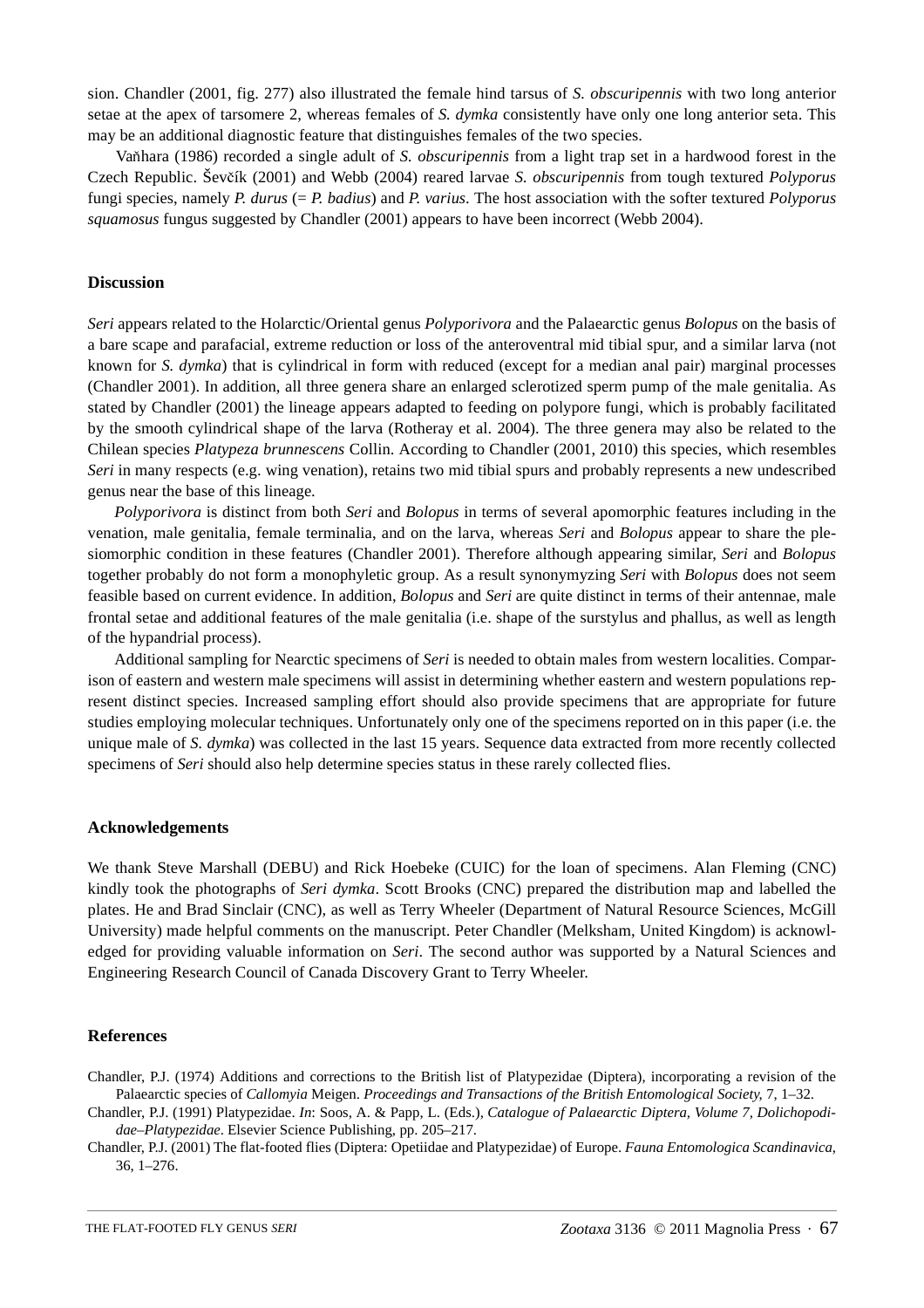sion. Chandler (2001, fig. 277) also illustrated the female hind tarsus of *S. obscuripennis* with two long anterior setae at the apex of tarsomere 2, whereas females of *S. dymka* consistently have only one long anterior seta. This may be an additional diagnostic feature that distinguishes females of the two species.

Vaňhara (1986) recorded a single adult of *S. obscuripennis* from a light trap set in a hardwood forest in the Czech Republic. Ševčík (2001) and Webb (2004) reared larvae *S. obscuripennis* from tough textured *Polyporus* fungi species, namely *P. durus* (= *P. badius*) and *P. varius*. The host association with the softer textured *Polyporus squamosus* fungus suggested by Chandler (2001) appears to have been incorrect (Webb 2004).

## Discussion

*Seri* appears related to the Holarctic/Oriental genus *Polyporivora* and the Palaearctic genus *Bolopus* on the basis of a bare scape and parafacial, extreme reduction or loss of the anteroventral mid tibial spur, and a similar larva (not known for *S. dymka*) that is cylindrical in form with reduced (except for a median anal pair) marginal processes (Chandler 2001). In addition, all three genera share an enlarged sclerotized sperm pump of the male genitalia. As stated by Chandler (2001) the lineage appears adapted to feeding on polypore fungi, which is probably facilitated by the smooth cylindrical shape of the larva (Rotheray et al. 2004). The three genera may also be related to the Chilean species *Platypeza brunnescens* Collin. According to Chandler (2001, 2010) this species, which resembles *Seri* in many respects (e.g. wing venation), retains two mid tibial spurs and probably represents a new undescribed genus near the base of this lineage.

*Polyporivora* is distinct from both *Seri* and *Bolopus* in terms of several apomorphic features including in the venation, male genitalia, female terminalia, and on the larva, whereas *Seri* and *Bolopus* appear to share the plesiomorphic condition in these features (Chandler 2001). Therefore although appearing similar, *Seri* and *Bolopus* together probably do not form a monophyletic group. As a result synonymyzing *Seri* with *Bolopus* does not seem feasible based on current evidence. In addition, *Bolopus* and *Seri* are quite distinct in terms of their antennae, male frontal setae and additional features of the male genitalia (i.e. shape of the surstylus and phallus, as well as length of the hypandrial process).

Additional sampling for Nearctic specimens of *Seri* is needed to obtain males from western localities. Comparison of eastern and western male specimens will assist in determining whether eastern and western populations represent distinct species. Increased sampling effort should also provide specimens that are appropriate for future studies employing molecular techniques. Unfortunately only one of the specimens reported on in this paper (i.e. the unique male of *S. dymka*) was collected in the last 15 years. Sequence data extracted from more recently collected specimens of *Seri* should also help determine species status in these rarely collected flies.

## Acknowledgements

We thank Steve Marshall (DEBU) and Rick Hoebeke (CUIC) for the loan of specimens. Alan Fleming (CNC) kindly took the photographs of *Seri dymka*. Scott Brooks (CNC) prepared the distribution map and labelled the plates. He and Brad Sinclair (CNC), as well as Terry Wheeler (Department of Natural Resource Sciences, McGill University) made helpful comments on the manuscript. Peter Chandler (Melksham, United Kingdom) is acknowledged for providing valuable information on *Seri*. The second author was supported by a Natural Sciences and Engineering Research Council of Canada Discovery Grant to Terry Wheeler.

## References

Chandler, P.J. (1974) Additions and corrections to the British list of Platypezidae (Diptera), incorporating a revision of the Palaearctic species of *Callomyia* Meigen. *Proceedings and Transactions of the British Entomological Society*, 7, 1–32.

Chandler, P.J. (1991) Platypezidae. *In*: Soos, A. & Papp, L. (Eds.), *Catalogue of Palaearctic Diptera, Volume 7, Dolichopodidae–Platypezidae*. Elsevier Science Publishing, pp. 205–217.

Chandler, P.J. (2001) The flat-footed flies (Diptera: Opetiidae and Platypezidae) of Europe. *Fauna Entomologica Scandinavica*, 36, 1–276.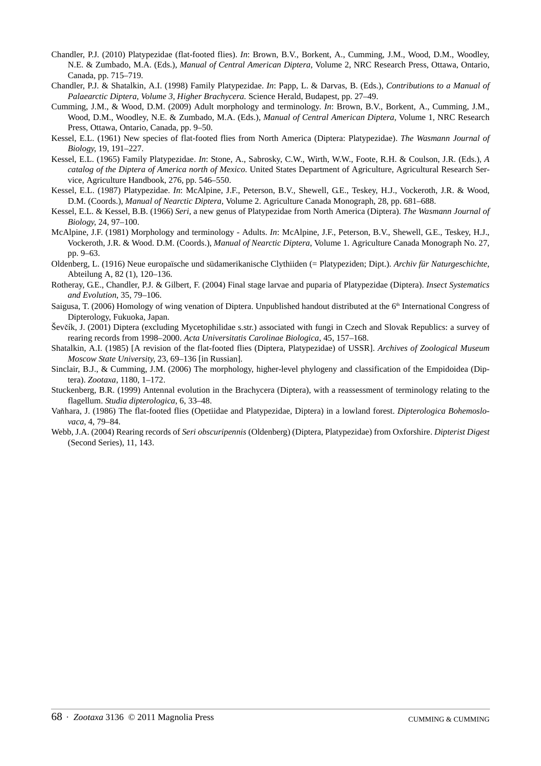Chandler, P.J. (2010) Platypezidae (flat-footed flies). *In*: Brown, B.V., Borkent, A., Cumming, J.M., Wood, D.M., Woodley, N.E. & Zumbado, M.A. (Eds.), *Manual of Central American Diptera*, Volume 2, NRC Research Press, Ottawa, Ontario, Canada, pp. 715–719.

Chandler, P.J. & Shatalkin, A.I. (1998) Family Platypezidae. *In*: Papp, L. & Darvas, B. (Eds.), *Contributions to a Manual of Palaearctic Diptera, Volume 3, Higher Brachycera.* Science Herald, Budapest, pp. 27–49.

Cumming, J.M., & Wood, D.M. (2009) Adult morphology and terminology. *In*: Brown, B.V., Borkent, A., Cumming, J.M., Wood, D.M., Woodley, N.E. & Zumbado, M.A. (Eds.), *Manual of Central American Diptera*, Volume 1, NRC Research Press, Ottawa, Ontario, Canada, pp. 9–50.

Kessel, E.L. (1961) New species of flat-footed flies from North America (Diptera: Platypezidae). *The Wasmann Journal of Biology*, 19, 191–227.

Kessel, E.L. (1965) Family Platypezidae. *In*: Stone, A., Sabrosky, C.W., Wirth, W.W., Foote, R.H. & Coulson, J.R. (Eds.), *A catalog of the Diptera of America north of Mexico*. United States Department of Agriculture, Agricultural Research Service, Agriculture Handbook, 276, pp. 546–550.

Kessel, E.L. (1987) Platypezidae. *In*: McAlpine, J.F., Peterson, B.V., Shewell, G.E., Teskey, H.J., Vockeroth, J.R. & Wood, D.M. (Coords.), *Manual of Nearctic Diptera*, Volume 2. Agriculture Canada Monograph, 28, pp. 681–688.

Kessel, E.L. & Kessel, B.B. (1966) *Seri*, a new genus of Platypezidae from North America (Diptera). *The Wasmann Journal of Biology*, 24, 97–100.

McAlpine, J.F. (1981) Morphology and terminology - Adults. *In*: McAlpine, J.F., Peterson, B.V., Shewell, G.E., Teskey, H.J., Vockeroth, J.R. & Wood. D.M. (Coords.), *Manual of Nearctic Diptera*, Volume 1. Agriculture Canada Monograph No. 27, pp. 9–63.

Oldenberg, L. (1916) Neue europaïsche und südamerikanische Clythiiden (= Platypeziden; Dipt.). *Archiv für Naturgeschichte*, Abteilung A, 82 (1), 120–136.

Rotheray, G.E., Chandler, P.J. & Gilbert, F. (2004) Final stage larvae and puparia of Platypezidae (Diptera). *Insect Systematics and Evolution*, 35, 79–106.

Saigusa, T. (2006) Homology of wing venation of Diptera. Unpublished handout distributed at the 6th International Congress of Dipterology, Fukuoka, Japan.

Ševčík, J. (2001) Diptera (excluding Mycetophilidae s.str.) associated with fungi in Czech and Slovak Republics: a survey of rearing records from 1998–2000. *Acta Universitatis Carolinae Biologica*, 45, 157–168.

Shatalkin, A.I. (1985) [A revision of the flat-footed flies (Diptera, Platypezidae) of USSR]. *Archives of Zoological Museum Moscow State University*, 23, 69–136 [in Russian].

Sinclair, B.J., & Cumming, J.M. (2006) The morphology, higher-level phylogeny and classification of the Empidoidea (Diptera). *Zootaxa*, 1180, 1–172.

Stuckenberg, B.R. (1999) Antennal evolution in the Brachycera (Diptera), with a reassessment of terminology relating to the flagellum. *Studia dipterologica*, 6, 33–48.

Vaňhara, J. (1986) The flat-footed flies (Opetiidae and Platypezidae, Diptera) in a lowland forest. *Dipterologica Bohemoslovaca*, 4, 79–84.

Webb, J.A. (2004) Rearing records of *Seri obscuripennis* (Oldenberg) (Diptera, Platypezidae) from Oxforshire. *Dipterist Digest* (Second Series), 11, 143.